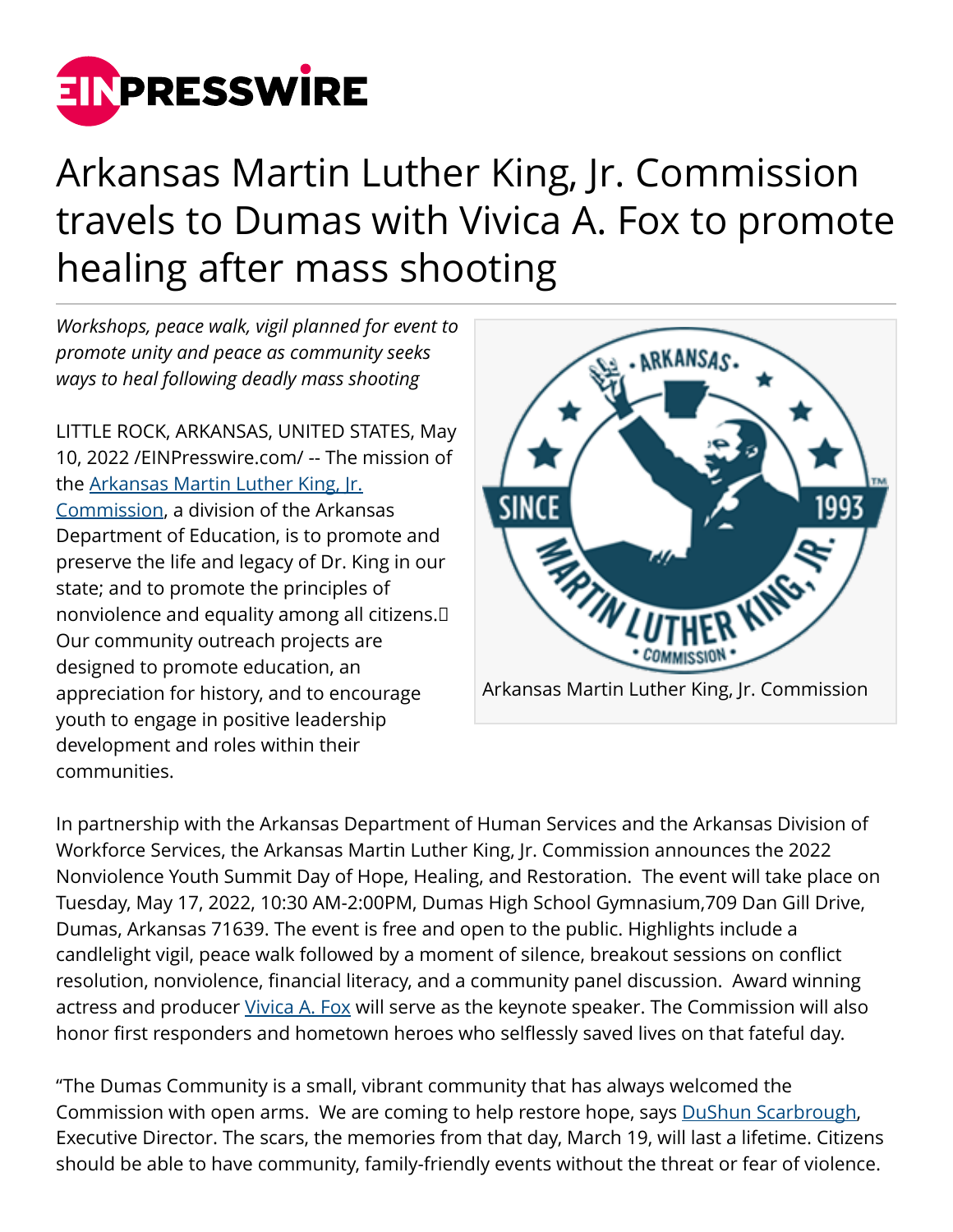# Arkansas Martin Luther King, Jr. Commission travels to Dumas with Vivica A. Fox to promote healing after mass shooting

*Workshops, peace walk, vigil planned for event to promote unity and peace as community seeks ways to heal following deadly mass shooting*

LITTLE ROCK, ARKANSAS, UNITED STATES, May 10, 2022 /EINPresswire.com/ -- The mission of the Arkansas Martin Luther King, Jr. Commission, a division of the Arkansas Department of Education, is to promote and preserve the life and legacy of Dr. King in our state; and to promote the principles of nonviolence and equality among all citizens. Our community outreach projects are designed to promote education, an appreciation for history, and to encourage youth to engage in positive leadership development and roles within their communities.

Arkansas Martin Luther King, Jr. Commission

In partnership with the Arkansas Department of Human Services and the Arkansas Division of Workforce Services, the Arkansas Martin Luther King, Jr. Commission announces the 2022 Nonviolence Youth Summit Day of Hope, Healing, and Restoration. The event will take place on Tuesday, May 17, 2022, 10:30 AM-2:00PM, Dumas High School Gymnasium,709 Dan Gill Drive, Dumas, Arkansas 71639. The event is free and open to the public. Highlights include a candlelight vigil, peace walk followed by a moment of silence, breakout sessions on conflict resolution, nonviolence, financial literacy, and a community panel discussion. Award winning actress and producer Vivica A. Fox will serve as the keynote speaker. The Commission will also honor first responders and hometown heroes who selflessly saved lives on that fateful day.

"The Dumas Community is a small, vibrant community that has always welcomed the Commission with open arms. We are coming to help restore hope, says DuShun Scarbrough, Executive Director. The scars, the memories from that day, March 19, will last a lifetime. Citizens should be able to have community, family-friendly events without the threat or fear of violence.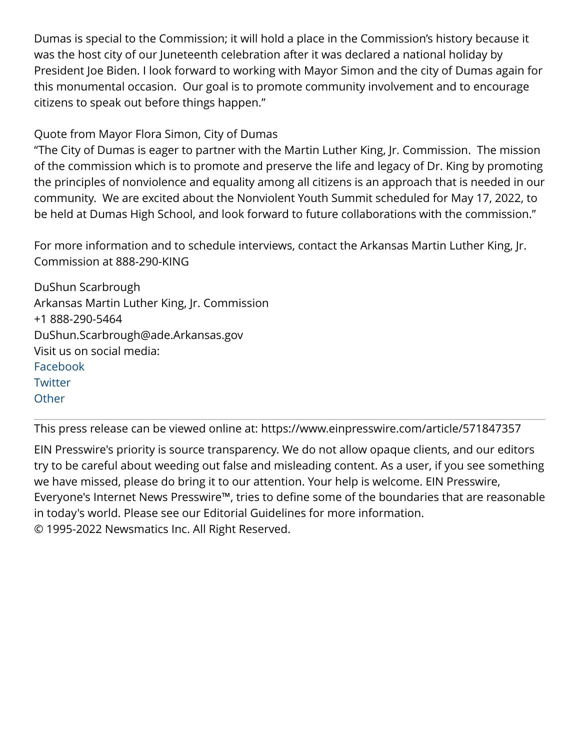Dumas is special to the Commission; it will hold a place in the Commission's history because it was the host city of our Juneteenth celebration after it was declared a national holiday by President Joe Biden. I look forward to working with Mayor Simon and the city of Dumas again for this monumental occasion. Our goal is to promote community involvement and to encourage citizens to speak out before things happen."

Quote from Mayor Flora Simon, City of Dumas
"The City of Dumas is eager to partner with the Martin Luther King, Jr. Commission. The mission of the commission which is to promote and preserve the life and legacy of Dr. King by promoting the principles of nonviolence and equality among all citizens is an approach that is needed in our community. We are excited about the Nonviolent Youth Summit scheduled for May 17, 2022, to be held at Dumas High School, and look forward to future collaborations with the commission."

For more information and to schedule interviews, contact the Arkansas Martin Luther King, Jr. Commission at 888-290-KING

DuShun Scarbrough
Arkansas Martin Luther King, Jr. Commission
+1 888-290-5464
DuShun.Scarbrough@ade.Arkansas.gov
Visit us on social media:
Facebook
Twitter
Other

---

This press release can be viewed online at: https://www.einpresswire.com/article/571847357

EIN Presswire's priority is source transparency. We do not allow opaque clients, and our editors try to be careful about weeding out false and misleading content. As a user, if you see something we have missed, please do bring it to our attention. Your help is welcome. EIN Presswire, Everyone's Internet News Presswire™, tries to define some of the boundaries that are reasonable in today's world. Please see our Editorial Guidelines for more information.
© 1995-2022 Newsmatics Inc. All Right Reserved.